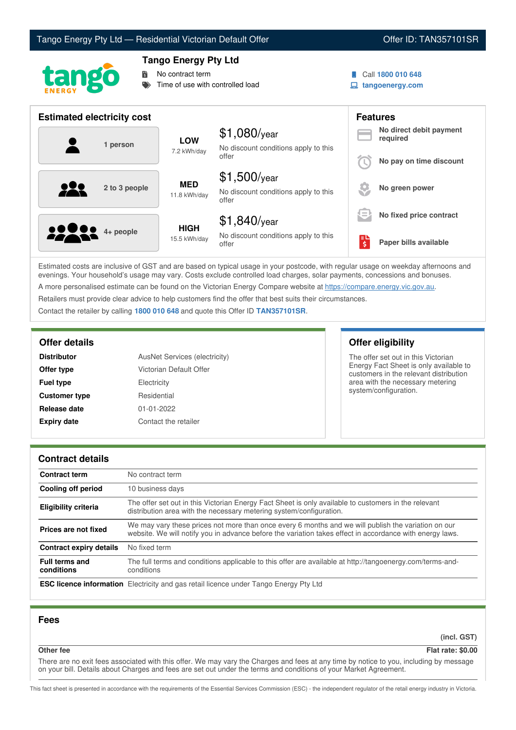# Tango Energy Pty Ltd — Residential Victorian Default Offer

Offer ID: TAN357101SR

## Tango Energy Pty Ltd

- No contract term
- Time of use with controlled load

Call **1800 010 648**
**tangoenergy.com**

## Estimated electricity cost

| Household | Usage | Cost |
|---|---|---|
| 1 person | **LOW** 7.2 kWh/day | $1,080/year<br>No discount conditions apply to this offer |
| 2 to 3 people | **MED** 11.8 kWh/day | $1,500/year<br>No discount conditions apply to this offer |
| 4+ people | **HIGH** 15.5 kWh/day | $1,840/year<br>No discount conditions apply to this offer |

## Features

- **No direct debit payment required**
- **No pay on time discount**
- **No green power**
- **No fixed price contract**
- **Paper bills available**

Estimated costs are inclusive of GST and are based on typical usage in your postcode, with regular usage on weekday afternoons and evenings. Your household's usage may vary. Costs exclude controlled load charges, solar payments, concessions and bonuses.

A more personalised estimate can be found on the Victorian Energy Compare website at https://compare.energy.vic.gov.au.

Retailers must provide clear advice to help customers find the offer that best suits their circumstances.

Contact the retailer by calling **1800 010 648** and quote this Offer ID **TAN357101SR**.

## Offer details

| | |
|---|---|
| **Distributor** | AusNet Services (electricity) |
| **Offer type** | Victorian Default Offer |
| **Fuel type** | Electricity |
| **Customer type** | Residential |
| **Release date** | 01-01-2022 |
| **Expiry date** | Contact the retailer |

## Offer eligibility

The offer set out in this Victorian Energy Fact Sheet is only available to customers in the relevant distribution area with the necessary metering system/configuration.

## Contract details

| | |
|---|---|
| **Contract term** | No contract term |
| **Cooling off period** | 10 business days |
| **Eligibility criteria** | The offer set out in this Victorian Energy Fact Sheet is only available to customers in the relevant distribution area with the necessary metering system/configuration. |
| **Prices are not fixed** | We may vary these prices not more than once every 6 months and we will publish the variation on our website. We will notify you in advance before the variation takes effect in accordance with energy laws. |
| **Contract expiry details** | No fixed term |
| **Full terms and conditions** | The full terms and conditions applicable to this offer are available at http://tangoenergy.com/terms-and-conditions |
| **ESC licence information** | Electricity and gas retail licence under Tango Energy Pty Ltd |

## Fees

| | **(incl. GST)** |
|---|---|
| **Other fee** | **Flat rate: $0.00** |

There are no exit fees associated with this offer. We may vary the Charges and fees at any time by notice to you, including by message on your bill. Details about Charges and fees are set out under the terms and conditions of your Market Agreement.

This fact sheet is presented in accordance with the requirements of the Essential Services Commission (ESC) - the independent regulator of the retail energy industry in Victoria.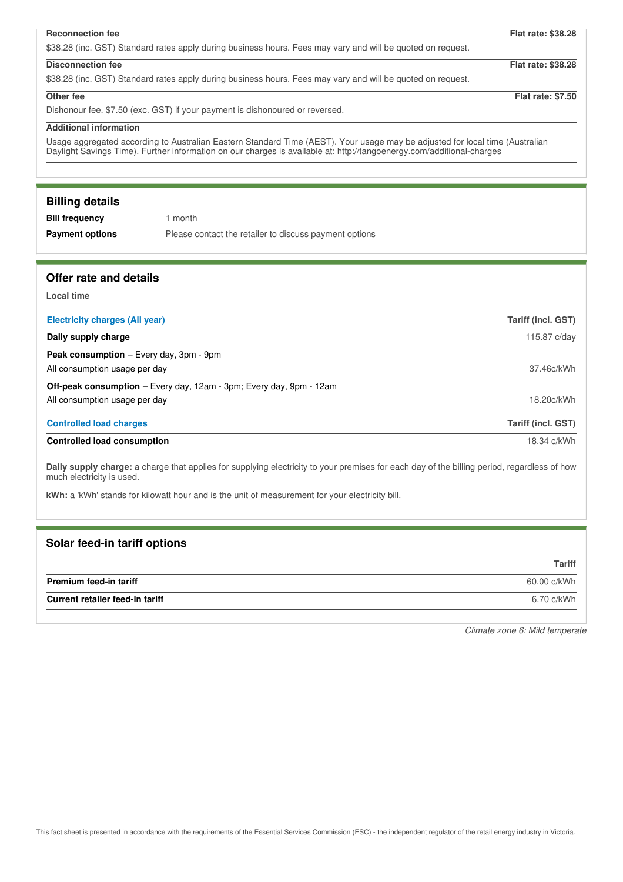**Reconnection fee** — **Flat rate: $38.28**

$38.28 (inc. GST) Standard rates apply during business hours. Fees may vary and will be quoted on request.

**Disconnection fee** — **Flat rate: $38.28**

$38.28 (inc. GST) Standard rates apply during business hours. Fees may vary and will be quoted on request.

**Other fee** — **Flat rate: $7.50**

Dishonour fee. $7.50 (exc. GST) if your payment is dishonoured or reversed.

**Additional information**

Usage aggregated according to Australian Eastern Standard Time (AEST). Your usage may be adjusted for local time (Australian Daylight Savings Time). Further information on our charges is available at: http://tangoenergy.com/additional-charges

## Billing details

| | |
|---|---|
| **Bill frequency** | 1 month |
| **Payment options** | Please contact the retailer to discuss payment options |

## Offer rate and details

**Local time**

| Electricity charges (All year) | Tariff (incl. GST) |
|---|---|
| **Daily supply charge** | 115.87 c/day |
| **Peak consumption** – Every day, 3pm - 9pm<br>All consumption usage per day | 37.46c/kWh |
| **Off-peak consumption** – Every day, 12am - 3pm; Every day, 9pm - 12am<br>All consumption usage per day | 18.20c/kWh |

| Controlled load charges | Tariff (incl. GST) |
|---|---|
| **Controlled load consumption** | 18.34 c/kWh |

**Daily supply charge:** a charge that applies for supplying electricity to your premises for each day of the billing period, regardless of how much electricity is used.

**kWh:** a 'kWh' stands for kilowatt hour and is the unit of measurement for your electricity bill.

## Solar feed-in tariff options

| | Tariff |
|---|---|
| **Premium feed-in tariff** | 60.00 c/kWh |
| **Current retailer feed-in tariff** | 6.70 c/kWh |

*Climate zone 6: Mild temperate*

This fact sheet is presented in accordance with the requirements of the Essential Services Commission (ESC) - the independent regulator of the retail energy industry in Victoria.